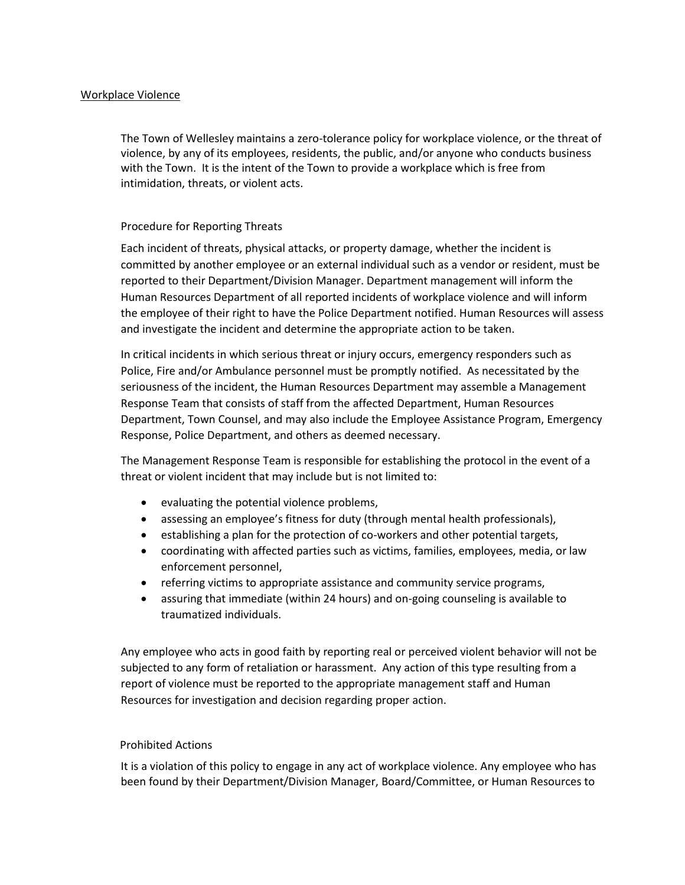# Workplace Violence

The Town of Wellesley maintains a zero-tolerance policy for workplace violence, or the threat of violence, by any of its employees, residents, the public, and/or anyone who conducts business with the Town. It is the intent of the Town to provide a workplace which is free from intimidation, threats, or violent acts.

## Procedure for Reporting Threats

Each incident of threats, physical attacks, or property damage, whether the incident is committed by another employee or an external individual such as a vendor or resident, must be reported to their Department/Division Manager. Department management will inform the Human Resources Department of all reported incidents of workplace violence and will inform the employee of their right to have the Police Department notified. Human Resources will assess and investigate the incident and determine the appropriate action to be taken.

In critical incidents in which serious threat or injury occurs, emergency responders such as Police, Fire and/or Ambulance personnel must be promptly notified. As necessitated by the seriousness of the incident, the Human Resources Department may assemble a Management Response Team that consists of staff from the affected Department, Human Resources Department, Town Counsel, and may also include the Employee Assistance Program, Emergency Response, Police Department, and others as deemed necessary.

The Management Response Team is responsible for establishing the protocol in the event of a threat or violent incident that may include but is not limited to:

- evaluating the potential violence problems,
- assessing an employee's fitness for duty (through mental health professionals),
- establishing a plan for the protection of co-workers and other potential targets,
- coordinating with affected parties such as victims, families, employees, media, or law enforcement personnel,
- referring victims to appropriate assistance and community service programs,
- assuring that immediate (within 24 hours) and on-going counseling is available to traumatized individuals.

Any employee who acts in good faith by reporting real or perceived violent behavior will not be subjected to any form of retaliation or harassment. Any action of this type resulting from a report of violence must be reported to the appropriate management staff and Human Resources for investigation and decision regarding proper action.

## Prohibited Actions

It is a violation of this policy to engage in any act of workplace violence. Any employee who has been found by their Department/Division Manager, Board/Committee, or Human Resources to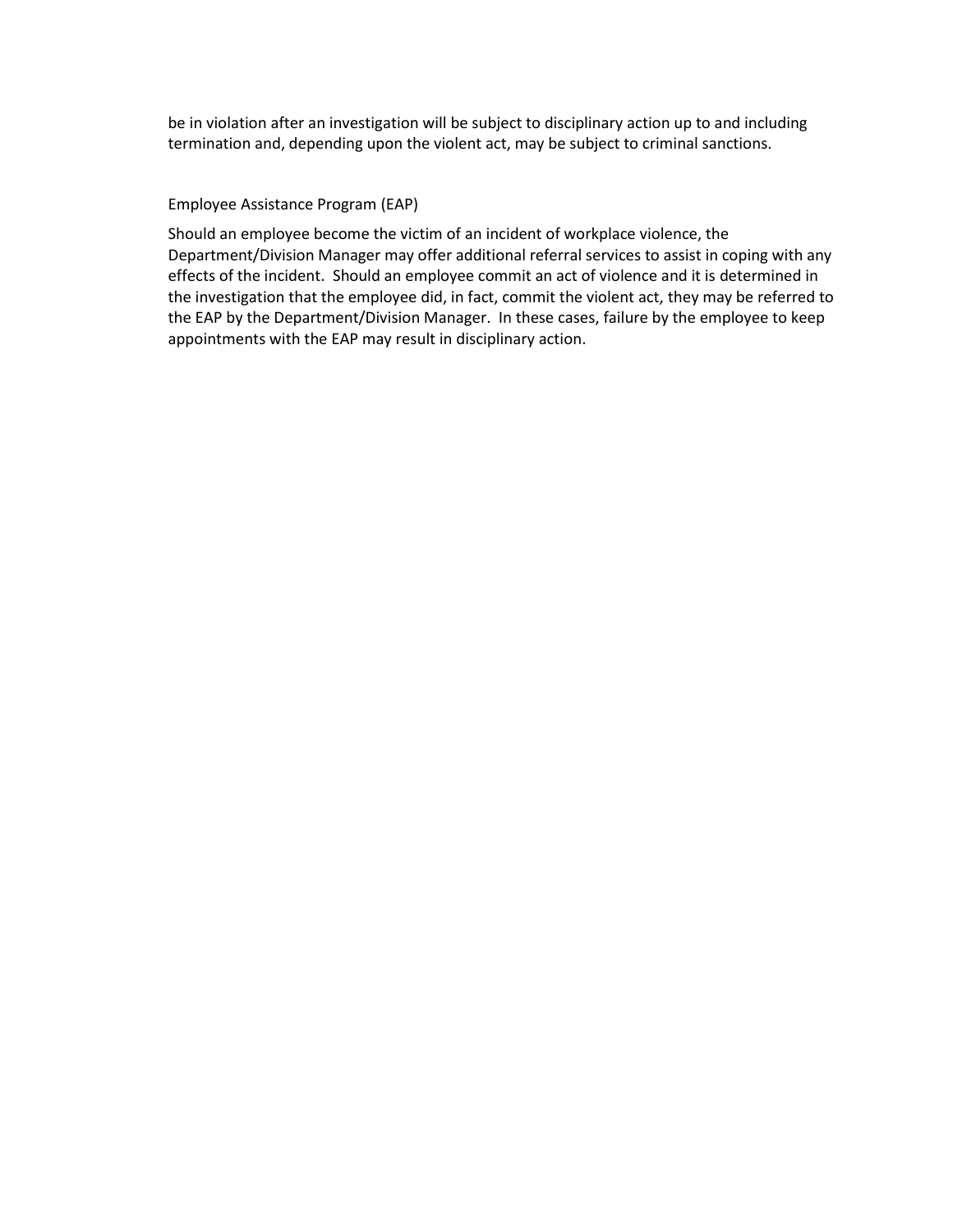be in violation after an investigation will be subject to disciplinary action up to and including termination and, depending upon the violent act, may be subject to criminal sanctions.

## Employee Assistance Program (EAP)

Should an employee become the victim of an incident of workplace violence, the Department/Division Manager may offer additional referral services to assist in coping with any effects of the incident. Should an employee commit an act of violence and it is determined in the investigation that the employee did, in fact, commit the violent act, they may be referred to the EAP by the Department/Division Manager. In these cases, failure by the employee to keep appointments with the EAP may result in disciplinary action.